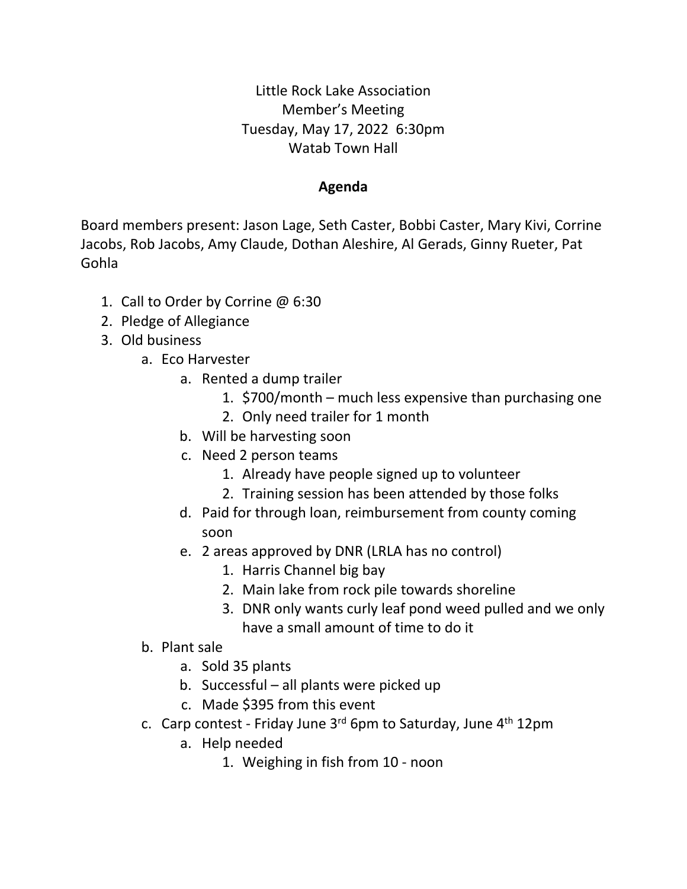Little Rock Lake Association
Member's Meeting
Tuesday, May 17, 2022 6:30pm
Watab Town Hall

**Agenda**

Board members present: Jason Lage, Seth Caster, Bobbi Caster, Mary Kivi, Corrine Jacobs, Rob Jacobs, Amy Claude, Dothan Aleshire, Al Gerads, Ginny Rueter, Pat Gohla

1. Call to Order by Corrine @ 6:30
2. Pledge of Allegiance
3. Old business
    a. Eco Harvester
        a. Rented a dump trailer
            1. $700/month – much less expensive than purchasing one
            2. Only need trailer for 1 month
        b. Will be harvesting soon
        c. Need 2 person teams
            1. Already have people signed up to volunteer
            2. Training session has been attended by those folks
        d. Paid for through loan, reimbursement from county coming soon
        e. 2 areas approved by DNR (LRLA has no control)
            1. Harris Channel big bay
            2. Main lake from rock pile towards shoreline
            3. DNR only wants curly leaf pond weed pulled and we only have a small amount of time to do it
    b. Plant sale
        a. Sold 35 plants
        b. Successful – all plants were picked up
        c. Made $395 from this event
    c. Carp contest - Friday June 3rd 6pm to Saturday, June 4th 12pm
        a. Help needed
            1. Weighing in fish from 10 - noon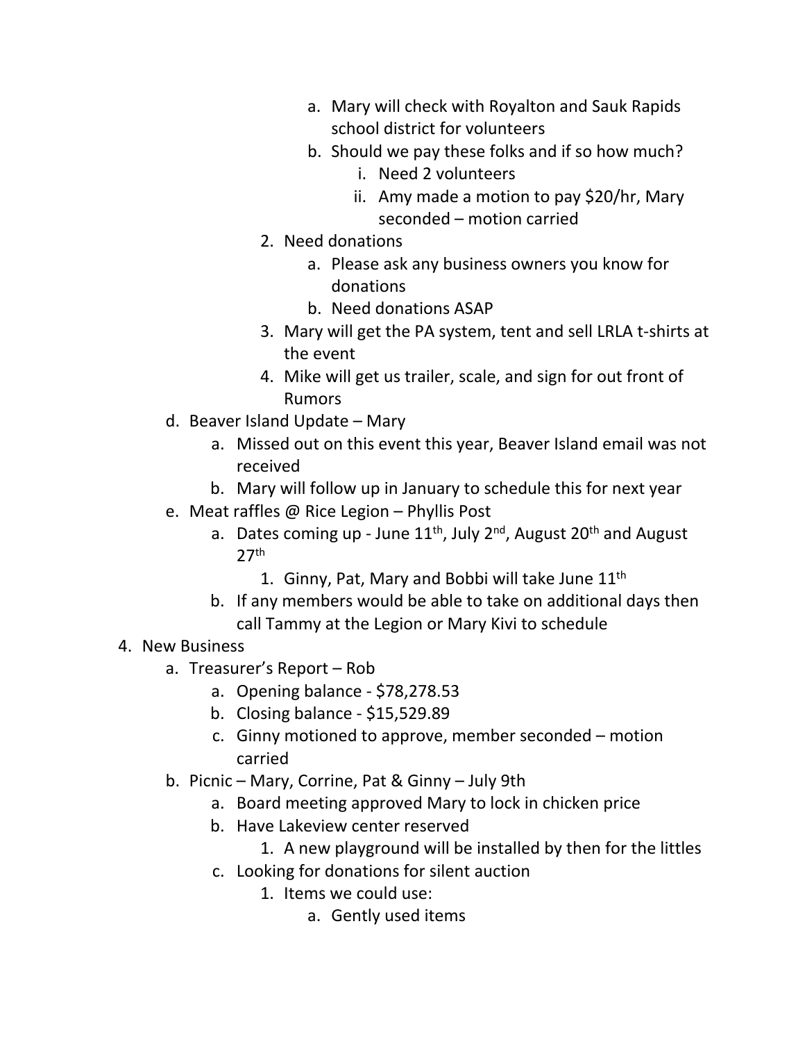- a. Mary will check with Royalton and Sauk Rapids school district for volunteers
- b. Should we pay these folks and if so how much?
  - i. Need 2 volunteers
  - ii. Amy made a motion to pay $20/hr, Mary seconded – motion carried

2. Need donations
   - a. Please ask any business owners you know for donations
   - b. Need donations ASAP
3. Mary will get the PA system, tent and sell LRLA t-shirts at the event
4. Mike will get us trailer, scale, and sign for out front of Rumors

- d. Beaver Island Update – Mary
  - a. Missed out on this event this year, Beaver Island email was not received
  - b. Mary will follow up in January to schedule this for next year
- e. Meat raffles @ Rice Legion – Phyllis Post
  - a. Dates coming up - June 11th, July 2nd, August 20th and August 27th
    1. Ginny, Pat, Mary and Bobbi will take June 11th
  - b. If any members would be able to take on additional days then call Tammy at the Legion or Mary Kivi to schedule

4. New Business
   - a. Treasurer's Report – Rob
     - a. Opening balance - $78,278.53
     - b. Closing balance - $15,529.89
     - c. Ginny motioned to approve, member seconded – motion carried
   - b. Picnic – Mary, Corrine, Pat & Ginny – July 9th
     - a. Board meeting approved Mary to lock in chicken price
     - b. Have Lakeview center reserved
       1. A new playground will be installed by then for the littles
     - c. Looking for donations for silent auction
       1. Items we could use:
          - a. Gently used items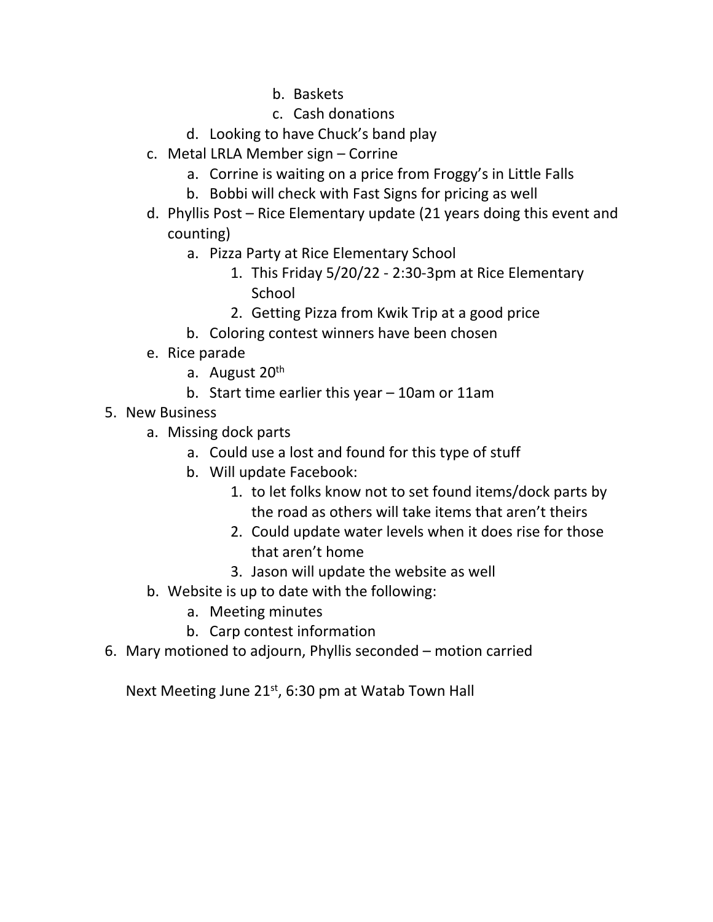b. Baskets
            c. Cash donations
        d. Looking to have Chuck's band play
    c. Metal LRLA Member sign – Corrine
        a. Corrine is waiting on a price from Froggy's in Little Falls
        b. Bobbi will check with Fast Signs for pricing as well
    d. Phyllis Post – Rice Elementary update (21 years doing this event and counting)
        a. Pizza Party at Rice Elementary School
            1. This Friday 5/20/22 - 2:30-3pm at Rice Elementary School
            2. Getting Pizza from Kwik Trip at a good price
        b. Coloring contest winners have been chosen
    e. Rice parade
        a. August 20th
        b. Start time earlier this year – 10am or 11am

5. New Business
    a. Missing dock parts
        a. Could use a lost and found for this type of stuff
        b. Will update Facebook:
            1. to let folks know not to set found items/dock parts by the road as others will take items that aren't theirs
            2. Could update water levels when it does rise for those that aren't home
            3. Jason will update the website as well
    b. Website is up to date with the following:
        a. Meeting minutes
        b. Carp contest information

6. Mary motioned to adjourn, Phyllis seconded – motion carried

Next Meeting June 21st, 6:30 pm at Watab Town Hall